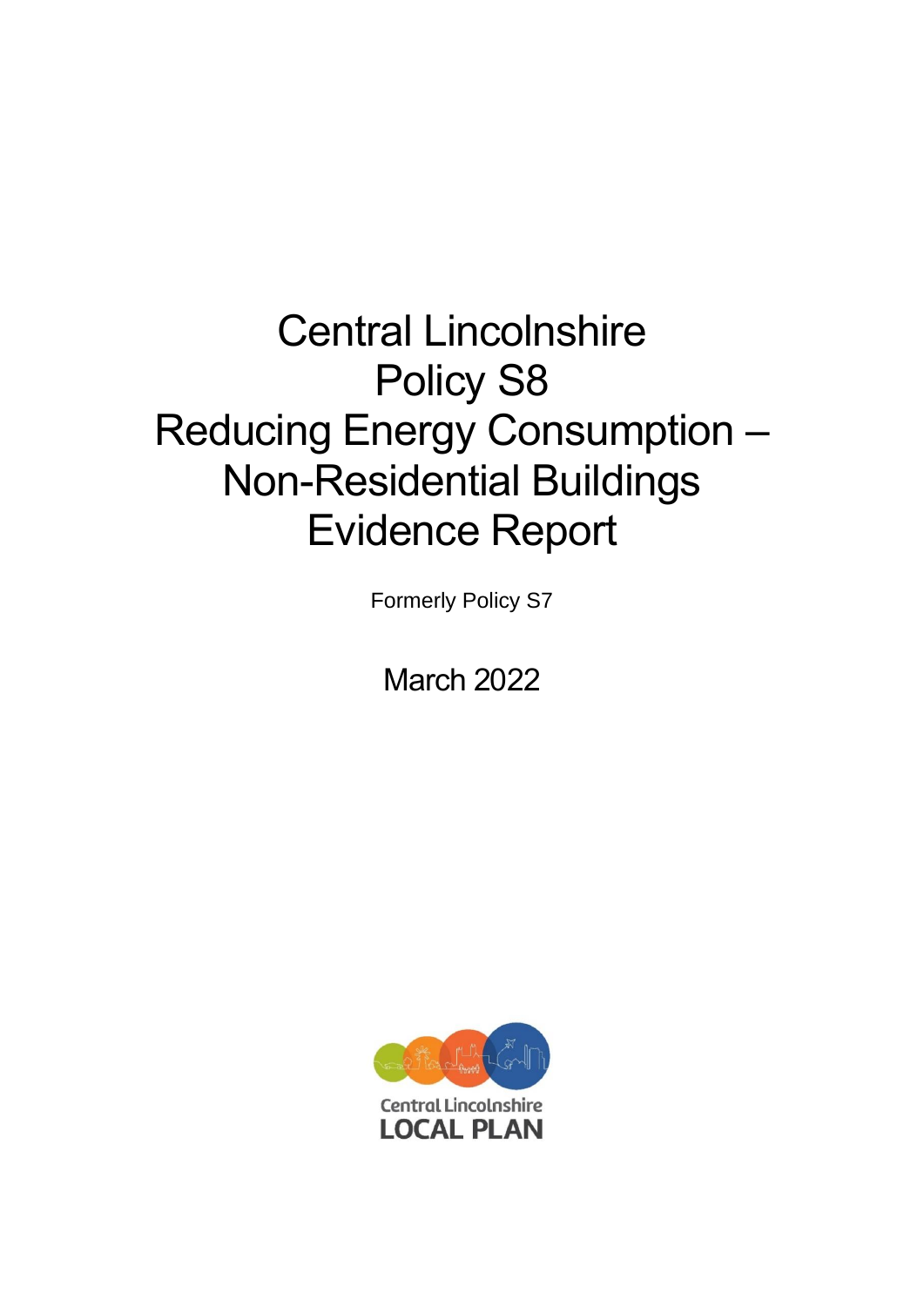# Central Lincolnshire Policy S8 Reducing Energy Consumption – Non-Residential Buildings Evidence Report

Formerly Policy S7

March 2022

Central Lincolnshire
LOCAL PLAN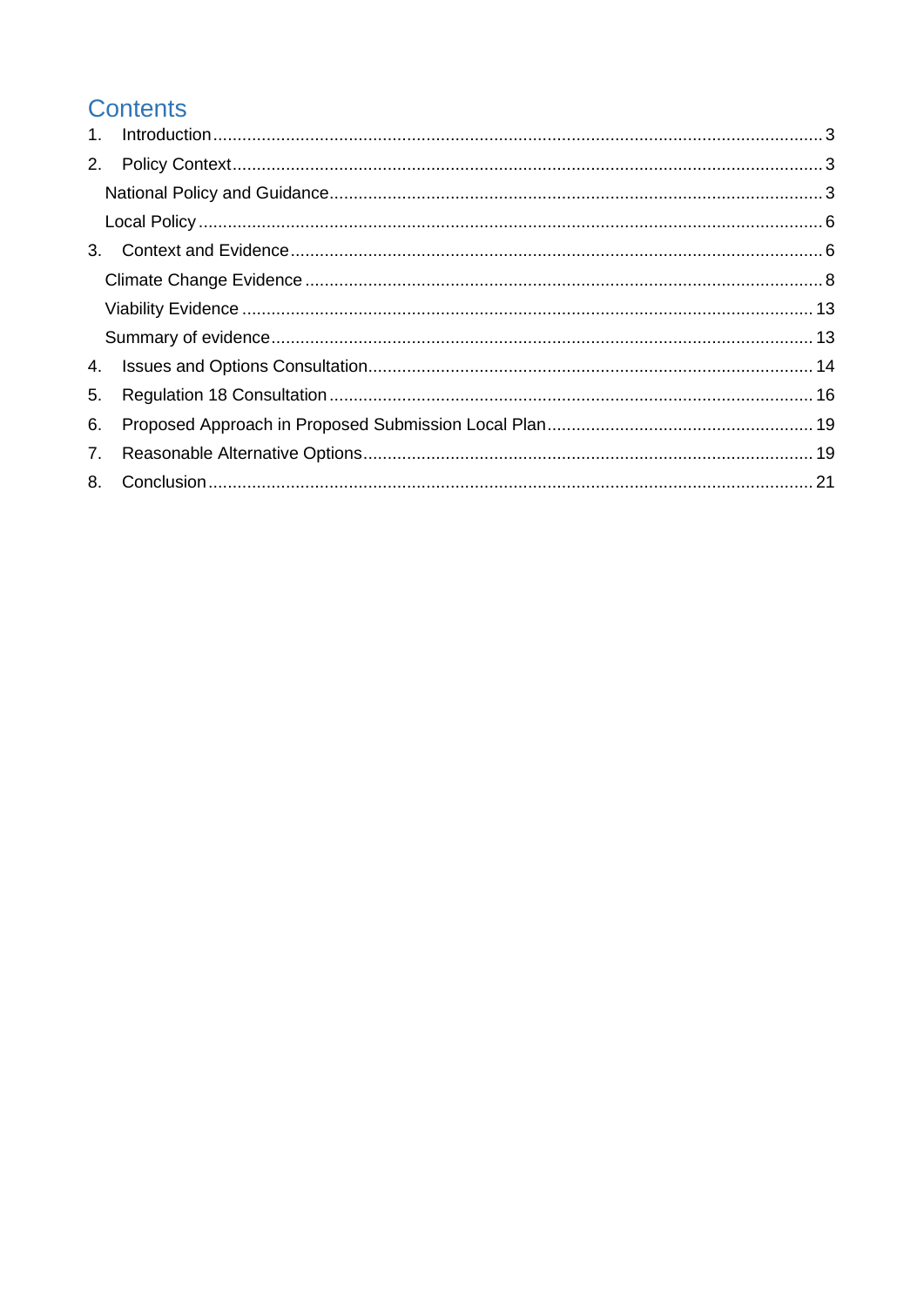# Contents

1. Introduction ... 3
2. Policy Context ... 3
   - National Policy and Guidance ... 3
   - Local Policy ... 6
3. Context and Evidence ... 6
   - Climate Change Evidence ... 8
   - Viability Evidence ... 13
   - Summary of evidence ... 13
4. Issues and Options Consultation ... 14
5. Regulation 18 Consultation ... 16
6. Proposed Approach in Proposed Submission Local Plan ... 19
7. Reasonable Alternative Options ... 19
8. Conclusion ... 21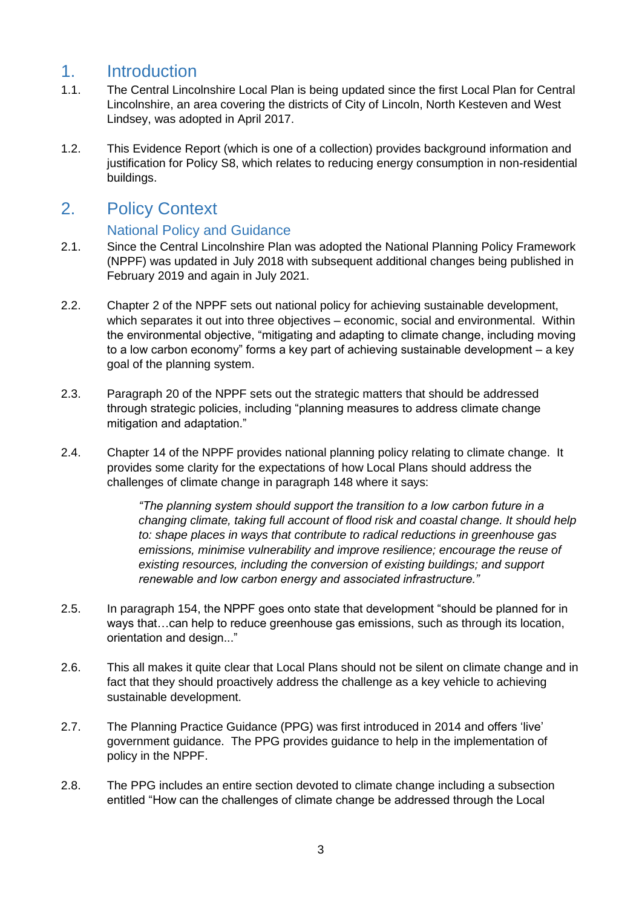# 1. Introduction

1.1. The Central Lincolnshire Local Plan is being updated since the first Local Plan for Central Lincolnshire, an area covering the districts of City of Lincoln, North Kesteven and West Lindsey, was adopted in April 2017.

1.2. This Evidence Report (which is one of a collection) provides background information and justification for Policy S8, which relates to reducing energy consumption in non-residential buildings.

# 2. Policy Context

## National Policy and Guidance

2.1. Since the Central Lincolnshire Plan was adopted the National Planning Policy Framework (NPPF) was updated in July 2018 with subsequent additional changes being published in February 2019 and again in July 2021.

2.2. Chapter 2 of the NPPF sets out national policy for achieving sustainable development, which separates it out into three objectives – economic, social and environmental. Within the environmental objective, "mitigating and adapting to climate change, including moving to a low carbon economy" forms a key part of achieving sustainable development – a key goal of the planning system.

2.3. Paragraph 20 of the NPPF sets out the strategic matters that should be addressed through strategic policies, including "planning measures to address climate change mitigation and adaptation."

2.4. Chapter 14 of the NPPF provides national planning policy relating to climate change. It provides some clarity for the expectations of how Local Plans should address the challenges of climate change in paragraph 148 where it says:

> *"The planning system should support the transition to a low carbon future in a changing climate, taking full account of flood risk and coastal change. It should help to: shape places in ways that contribute to radical reductions in greenhouse gas emissions, minimise vulnerability and improve resilience; encourage the reuse of existing resources, including the conversion of existing buildings; and support renewable and low carbon energy and associated infrastructure."*

2.5. In paragraph 154, the NPPF goes onto state that development "should be planned for in ways that…can help to reduce greenhouse gas emissions, such as through its location, orientation and design..."

2.6. This all makes it quite clear that Local Plans should not be silent on climate change and in fact that they should proactively address the challenge as a key vehicle to achieving sustainable development.

2.7. The Planning Practice Guidance (PPG) was first introduced in 2014 and offers 'live' government guidance. The PPG provides guidance to help in the implementation of policy in the NPPF.

2.8. The PPG includes an entire section devoted to climate change including a subsection entitled "How can the challenges of climate change be addressed through the Local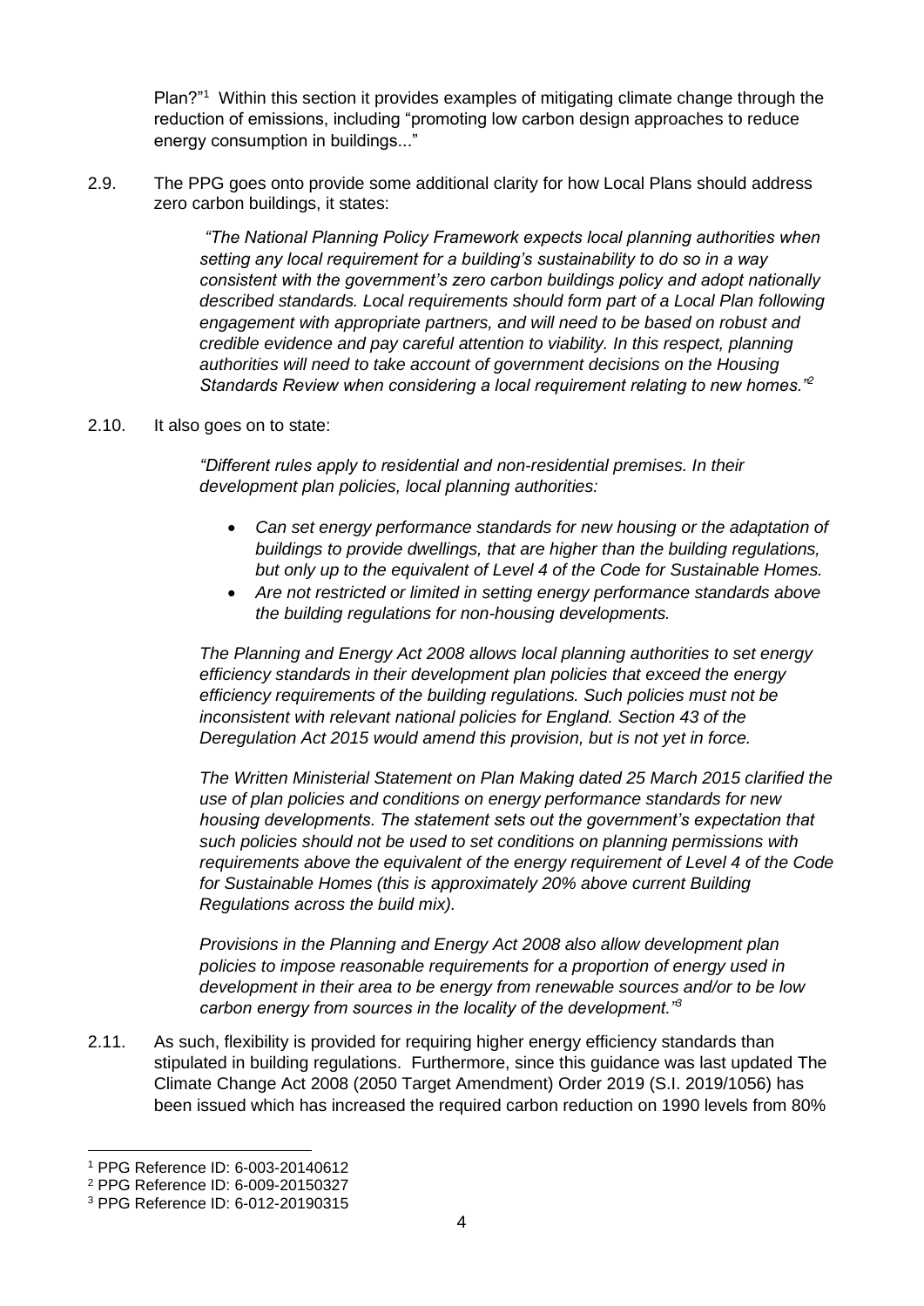Plan?"[1] Within this section it provides examples of mitigating climate change through the reduction of emissions, including "promoting low carbon design approaches to reduce energy consumption in buildings..."

2.9. The PPG goes onto provide some additional clarity for how Local Plans should address zero carbon buildings, it states:

> *"The National Planning Policy Framework expects local planning authorities when setting any local requirement for a building's sustainability to do so in a way consistent with the government's zero carbon buildings policy and adopt nationally described standards. Local requirements should form part of a Local Plan following engagement with appropriate partners, and will need to be based on robust and credible evidence and pay careful attention to viability. In this respect, planning authorities will need to take account of government decisions on the Housing Standards Review when considering a local requirement relating to new homes."*[2]

2.10. It also goes on to state:

> *"Different rules apply to residential and non-residential premises. In their development plan policies, local planning authorities:*
>
> - *Can set energy performance standards for new housing or the adaptation of buildings to provide dwellings, that are higher than the building regulations, but only up to the equivalent of Level 4 of the Code for Sustainable Homes.*
> - *Are not restricted or limited in setting energy performance standards above the building regulations for non-housing developments.*
>
> *The Planning and Energy Act 2008 allows local planning authorities to set energy efficiency standards in their development plan policies that exceed the energy efficiency requirements of the building regulations. Such policies must not be inconsistent with relevant national policies for England. Section 43 of the Deregulation Act 2015 would amend this provision, but is not yet in force.*
>
> *The Written Ministerial Statement on Plan Making dated 25 March 2015 clarified the use of plan policies and conditions on energy performance standards for new housing developments. The statement sets out the government's expectation that such policies should not be used to set conditions on planning permissions with requirements above the equivalent of the energy requirement of Level 4 of the Code for Sustainable Homes (this is approximately 20% above current Building Regulations across the build mix).*
>
> *Provisions in the Planning and Energy Act 2008 also allow development plan policies to impose reasonable requirements for a proportion of energy used in development in their area to be energy from renewable sources and/or to be low carbon energy from sources in the locality of the development."*[3]

2.11. As such, flexibility is provided for requiring higher energy efficiency standards than stipulated in building regulations. Furthermore, since this guidance was last updated The Climate Change Act 2008 (2050 Target Amendment) Order 2019 (S.I. 2019/1056) has been issued which has increased the required carbon reduction on 1990 levels from 80%

---

[1] PPG Reference ID: 6-003-20140612

[2] PPG Reference ID: 6-009-20150327

[3] PPG Reference ID: 6-012-20190315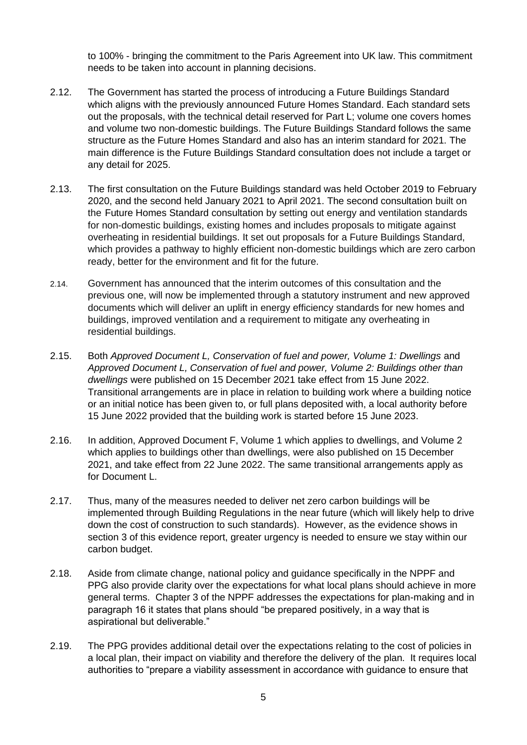to 100% - bringing the commitment to the Paris Agreement into UK law. This commitment needs to be taken into account in planning decisions.

2.12. The Government has started the process of introducing a Future Buildings Standard which aligns with the previously announced Future Homes Standard. Each standard sets out the proposals, with the technical detail reserved for Part L; volume one covers homes and volume two non-domestic buildings. The Future Buildings Standard follows the same structure as the Future Homes Standard and also has an interim standard for 2021. The main difference is the Future Buildings Standard consultation does not include a target or any detail for 2025.

2.13. The first consultation on the Future Buildings standard was held October 2019 to February 2020, and the second held January 2021 to April 2021. The second consultation built on the Future Homes Standard consultation by setting out energy and ventilation standards for non-domestic buildings, existing homes and includes proposals to mitigate against overheating in residential buildings. It set out proposals for a Future Buildings Standard, which provides a pathway to highly efficient non-domestic buildings which are zero carbon ready, better for the environment and fit for the future.

2.14. Government has announced that the interim outcomes of this consultation and the previous one, will now be implemented through a statutory instrument and new approved documents which will deliver an uplift in energy efficiency standards for new homes and buildings, improved ventilation and a requirement to mitigate any overheating in residential buildings.

2.15. Both *Approved Document L, Conservation of fuel and power, Volume 1: Dwellings* and *Approved Document L, Conservation of fuel and power, Volume 2: Buildings other than dwellings* were published on 15 December 2021 take effect from 15 June 2022. Transitional arrangements are in place in relation to building work where a building notice or an initial notice has been given to, or full plans deposited with, a local authority before 15 June 2022 provided that the building work is started before 15 June 2023.

2.16. In addition, Approved Document F, Volume 1 which applies to dwellings, and Volume 2 which applies to buildings other than dwellings, were also published on 15 December 2021, and take effect from 22 June 2022. The same transitional arrangements apply as for Document L.

2.17. Thus, many of the measures needed to deliver net zero carbon buildings will be implemented through Building Regulations in the near future (which will likely help to drive down the cost of construction to such standards). However, as the evidence shows in section 3 of this evidence report, greater urgency is needed to ensure we stay within our carbon budget.

2.18. Aside from climate change, national policy and guidance specifically in the NPPF and PPG also provide clarity over the expectations for what local plans should achieve in more general terms. Chapter 3 of the NPPF addresses the expectations for plan-making and in paragraph 16 it states that plans should "be prepared positively, in a way that is aspirational but deliverable."

2.19. The PPG provides additional detail over the expectations relating to the cost of policies in a local plan, their impact on viability and therefore the delivery of the plan. It requires local authorities to "prepare a viability assessment in accordance with guidance to ensure that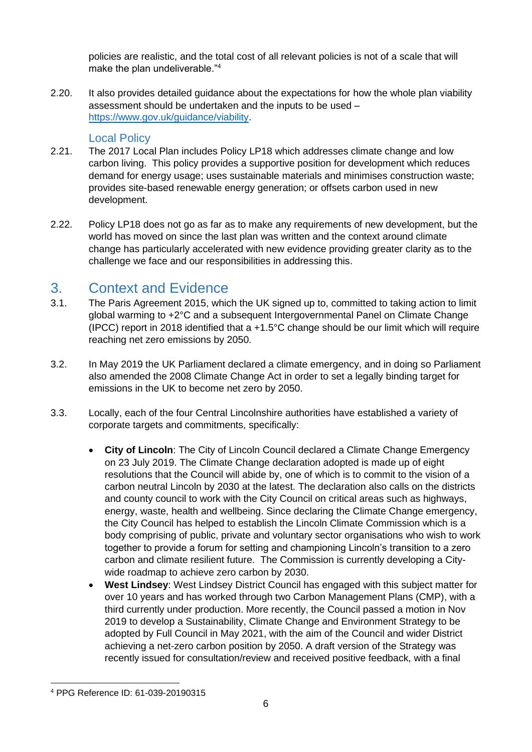policies are realistic, and the total cost of all relevant policies is not of a scale that will make the plan undeliverable."[4]

2.20. It also provides detailed guidance about the expectations for how the whole plan viability assessment should be undertaken and the inputs to be used – https://www.gov.uk/guidance/viability.

### Local Policy

2.21. The 2017 Local Plan includes Policy LP18 which addresses climate change and low carbon living. This policy provides a supportive position for development which reduces demand for energy usage; uses sustainable materials and minimises construction waste; provides site-based renewable energy generation; or offsets carbon used in new development.

2.22. Policy LP18 does not go as far as to make any requirements of new development, but the world has moved on since the last plan was written and the context around climate change has particularly accelerated with new evidence providing greater clarity as to the challenge we face and our responsibilities in addressing this.

## 3. Context and Evidence

3.1. The Paris Agreement 2015, which the UK signed up to, committed to taking action to limit global warming to +2°C and a subsequent Intergovernmental Panel on Climate Change (IPCC) report in 2018 identified that a +1.5°C change should be our limit which will require reaching net zero emissions by 2050.

3.2. In May 2019 the UK Parliament declared a climate emergency, and in doing so Parliament also amended the 2008 Climate Change Act in order to set a legally binding target for emissions in the UK to become net zero by 2050.

3.3. Locally, each of the four Central Lincolnshire authorities have established a variety of corporate targets and commitments, specifically:

- **City of Lincoln**: The City of Lincoln Council declared a Climate Change Emergency on 23 July 2019. The Climate Change declaration adopted is made up of eight resolutions that the Council will abide by, one of which is to commit to the vision of a carbon neutral Lincoln by 2030 at the latest. The declaration also calls on the districts and county council to work with the City Council on critical areas such as highways, energy, waste, health and wellbeing. Since declaring the Climate Change emergency, the City Council has helped to establish the Lincoln Climate Commission which is a body comprising of public, private and voluntary sector organisations who wish to work together to provide a forum for setting and championing Lincoln's transition to a zero carbon and climate resilient future. The Commission is currently developing a City-wide roadmap to achieve zero carbon by 2030.
- **West Lindsey**: West Lindsey District Council has engaged with this subject matter for over 10 years and has worked through two Carbon Management Plans (CMP), with a third currently under production. More recently, the Council passed a motion in Nov 2019 to develop a Sustainability, Climate Change and Environment Strategy to be adopted by Full Council in May 2021, with the aim of the Council and wider District achieving a net-zero carbon position by 2050. A draft version of the Strategy was recently issued for consultation/review and received positive feedback, with a final

[4] PPG Reference ID: 61-039-20190315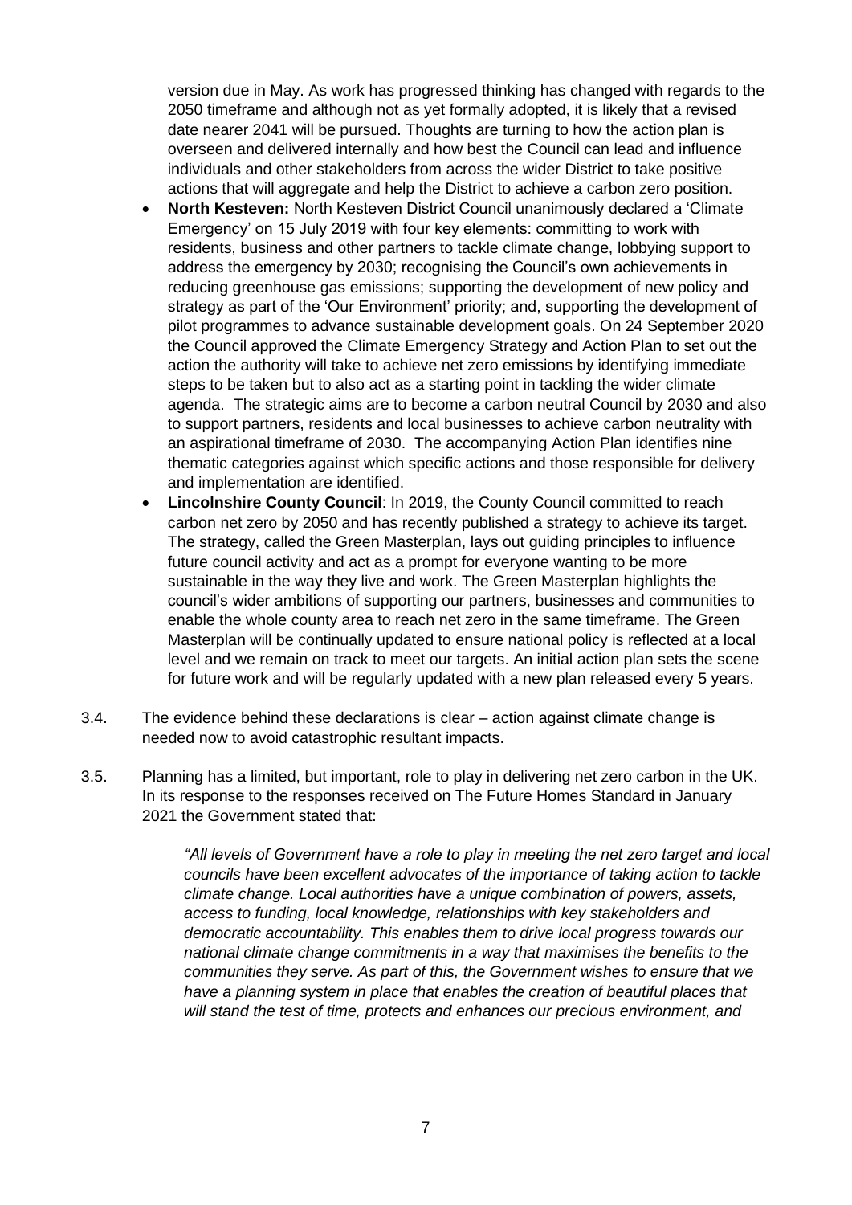version due in May. As work has progressed thinking has changed with regards to the 2050 timeframe and although not as yet formally adopted, it is likely that a revised date nearer 2041 will be pursued. Thoughts are turning to how the action plan is overseen and delivered internally and how best the Council can lead and influence individuals and other stakeholders from across the wider District to take positive actions that will aggregate and help the District to achieve a carbon zero position.

- **North Kesteven:** North Kesteven District Council unanimously declared a 'Climate Emergency' on 15 July 2019 with four key elements: committing to work with residents, business and other partners to tackle climate change, lobbying support to address the emergency by 2030; recognising the Council's own achievements in reducing greenhouse gas emissions; supporting the development of new policy and strategy as part of the 'Our Environment' priority; and, supporting the development of pilot programmes to advance sustainable development goals. On 24 September 2020 the Council approved the Climate Emergency Strategy and Action Plan to set out the action the authority will take to achieve net zero emissions by identifying immediate steps to be taken but to also act as a starting point in tackling the wider climate agenda. The strategic aims are to become a carbon neutral Council by 2030 and also to support partners, residents and local businesses to achieve carbon neutrality with an aspirational timeframe of 2030. The accompanying Action Plan identifies nine thematic categories against which specific actions and those responsible for delivery and implementation are identified.
- **Lincolnshire County Council**: In 2019, the County Council committed to reach carbon net zero by 2050 and has recently published a strategy to achieve its target. The strategy, called the Green Masterplan, lays out guiding principles to influence future council activity and act as a prompt for everyone wanting to be more sustainable in the way they live and work. The Green Masterplan highlights the council's wider ambitions of supporting our partners, businesses and communities to enable the whole county area to reach net zero in the same timeframe. The Green Masterplan will be continually updated to ensure national policy is reflected at a local level and we remain on track to meet our targets. An initial action plan sets the scene for future work and will be regularly updated with a new plan released every 5 years.

3.4. The evidence behind these declarations is clear – action against climate change is needed now to avoid catastrophic resultant impacts.

3.5. Planning has a limited, but important, role to play in delivering net zero carbon in the UK. In its response to the responses received on The Future Homes Standard in January 2021 the Government stated that:

> *"All levels of Government have a role to play in meeting the net zero target and local councils have been excellent advocates of the importance of taking action to tackle climate change. Local authorities have a unique combination of powers, assets, access to funding, local knowledge, relationships with key stakeholders and democratic accountability. This enables them to drive local progress towards our national climate change commitments in a way that maximises the benefits to the communities they serve. As part of this, the Government wishes to ensure that we have a planning system in place that enables the creation of beautiful places that will stand the test of time, protects and enhances our precious environment, and*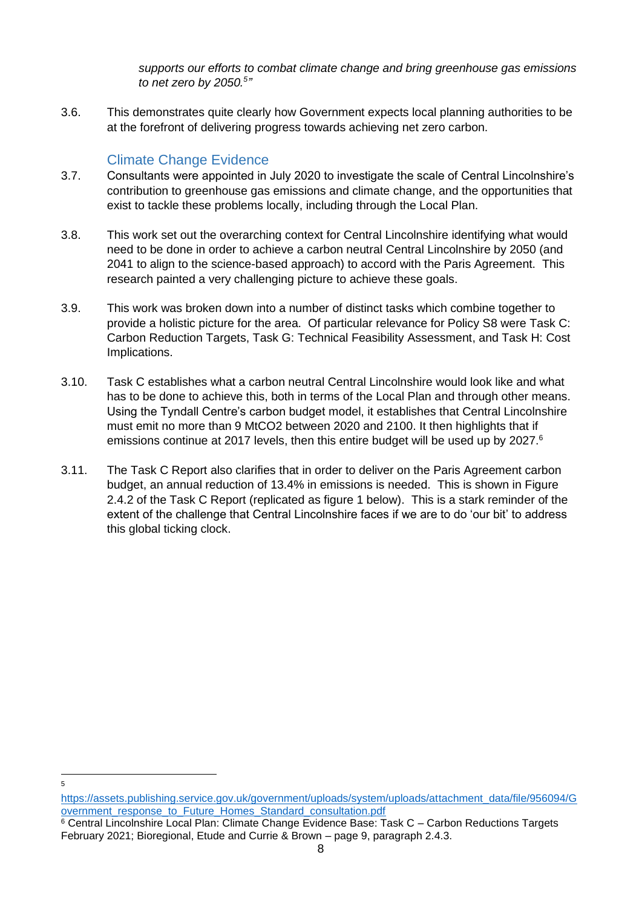*supports our efforts to combat climate change and bring greenhouse gas emissions to net zero by 2050.[5]"*

3.6. This demonstrates quite clearly how Government expects local planning authorities to be at the forefront of delivering progress towards achieving net zero carbon.

## Climate Change Evidence

3.7. Consultants were appointed in July 2020 to investigate the scale of Central Lincolnshire's contribution to greenhouse gas emissions and climate change, and the opportunities that exist to tackle these problems locally, including through the Local Plan.

3.8. This work set out the overarching context for Central Lincolnshire identifying what would need to be done in order to achieve a carbon neutral Central Lincolnshire by 2050 (and 2041 to align to the science-based approach) to accord with the Paris Agreement. This research painted a very challenging picture to achieve these goals.

3.9. This work was broken down into a number of distinct tasks which combine together to provide a holistic picture for the area. Of particular relevance for Policy S8 were Task C: Carbon Reduction Targets, Task G: Technical Feasibility Assessment, and Task H: Cost Implications.

3.10. Task C establishes what a carbon neutral Central Lincolnshire would look like and what has to be done to achieve this, both in terms of the Local Plan and through other means. Using the Tyndall Centre's carbon budget model, it establishes that Central Lincolnshire must emit no more than 9 $MtCO_2$ between 2020 and 2100. It then highlights that if emissions continue at 2017 levels, then this entire budget will be used up by 2027.[6]

3.11. The Task C Report also clarifies that in order to deliver on the Paris Agreement carbon budget, an annual reduction of 13.4% in emissions is needed. This is shown in Figure 2.4.2 of the Task C Report (replicated as figure 1 below). This is a stark reminder of the extent of the challenge that Central Lincolnshire faces if we are to do 'our bit' to address this global ticking clock.

---

[5] https://assets.publishing.service.gov.uk/government/uploads/system/uploads/attachment_data/file/956094/Government_response_to_Future_Homes_Standard_consultation.pdf

[6] Central Lincolnshire Local Plan: Climate Change Evidence Base: Task C – Carbon Reductions Targets February 2021; Bioregional, Etude and Currie & Brown – page 9, paragraph 2.4.3.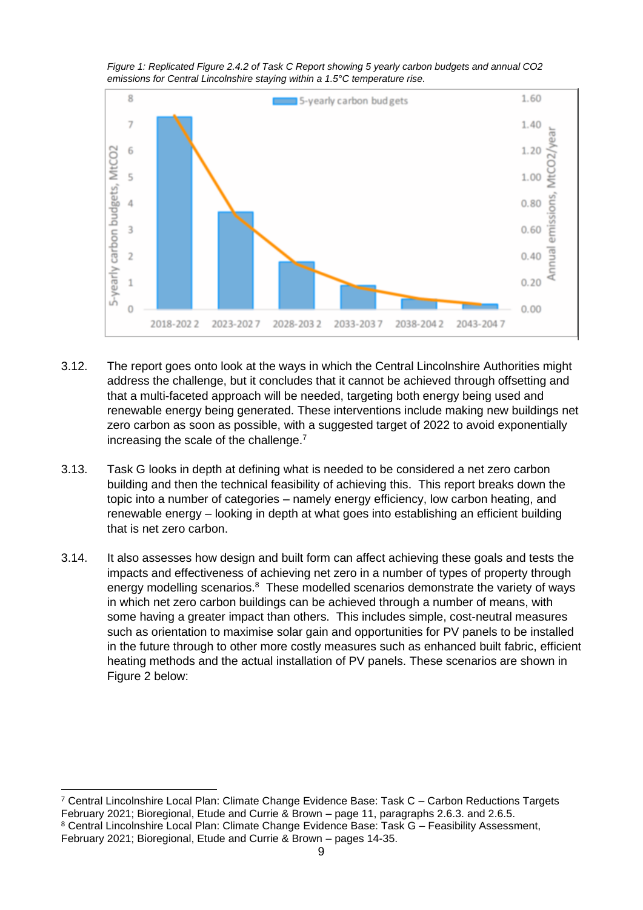*Figure 1: Replicated Figure 2.4.2 of Task C Report showing 5 yearly carbon budgets and annual CO2 emissions for Central Lincolnshire staying within a 1.5°C temperature rise.*

3.12. The report goes onto look at the ways in which the Central Lincolnshire Authorities might address the challenge, but it concludes that it cannot be achieved through offsetting and that a multi-faceted approach will be needed, targeting both energy being used and renewable energy being generated. These interventions include making new buildings net zero carbon as soon as possible, with a suggested target of 2022 to avoid exponentially increasing the scale of the challenge.[7]

3.13. Task G looks in depth at defining what is needed to be considered a net zero carbon building and then the technical feasibility of achieving this. This report breaks down the topic into a number of categories – namely energy efficiency, low carbon heating, and renewable energy – looking in depth at what goes into establishing an efficient building that is net zero carbon.

3.14. It also assesses how design and built form can affect achieving these goals and tests the impacts and effectiveness of achieving net zero in a number of types of property through energy modelling scenarios.[8] These modelled scenarios demonstrate the variety of ways in which net zero carbon buildings can be achieved through a number of means, with some having a greater impact than others. This includes simple, cost-neutral measures such as orientation to maximise solar gain and opportunities for PV panels to be installed in the future through to other more costly measures such as enhanced built fabric, efficient heating methods and the actual installation of PV panels. These scenarios are shown in Figure 2 below:

---

[7] Central Lincolnshire Local Plan: Climate Change Evidence Base: Task C – Carbon Reductions Targets February 2021; Bioregional, Etude and Currie & Brown – page 11, paragraphs 2.6.3. and 2.6.5.

[8] Central Lincolnshire Local Plan: Climate Change Evidence Base: Task G – Feasibility Assessment, February 2021; Bioregional, Etude and Currie & Brown – pages 14-35.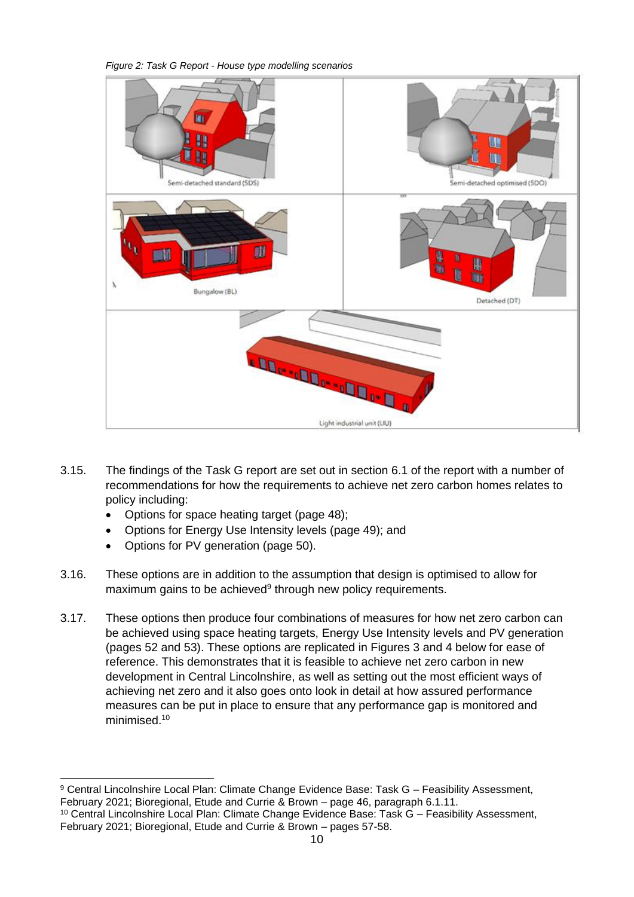*Figure 2: Task G Report - House type modelling scenarios*

3.15. The findings of the Task G report are set out in section 6.1 of the report with a number of recommendations for how the requirements to achieve net zero carbon homes relates to policy including:

- Options for space heating target (page 48);
- Options for Energy Use Intensity levels (page 49); and
- Options for PV generation (page 50).

3.16. These options are in addition to the assumption that design is optimised to allow for maximum gains to be achieved[9] through new policy requirements.

3.17. These options then produce four combinations of measures for how net zero carbon can be achieved using space heating targets, Energy Use Intensity levels and PV generation (pages 52 and 53). These options are replicated in Figures 3 and 4 below for ease of reference. This demonstrates that it is feasible to achieve net zero carbon in new development in Central Lincolnshire, as well as setting out the most efficient ways of achieving net zero and it also goes onto look in detail at how assured performance measures can be put in place to ensure that any performance gap is monitored and minimised.[10]

---

[9] Central Lincolnshire Local Plan: Climate Change Evidence Base: Task G – Feasibility Assessment, February 2021; Bioregional, Etude and Currie & Brown – page 46, paragraph 6.1.11.

[10] Central Lincolnshire Local Plan: Climate Change Evidence Base: Task G – Feasibility Assessment, February 2021; Bioregional, Etude and Currie & Brown – pages 57-58.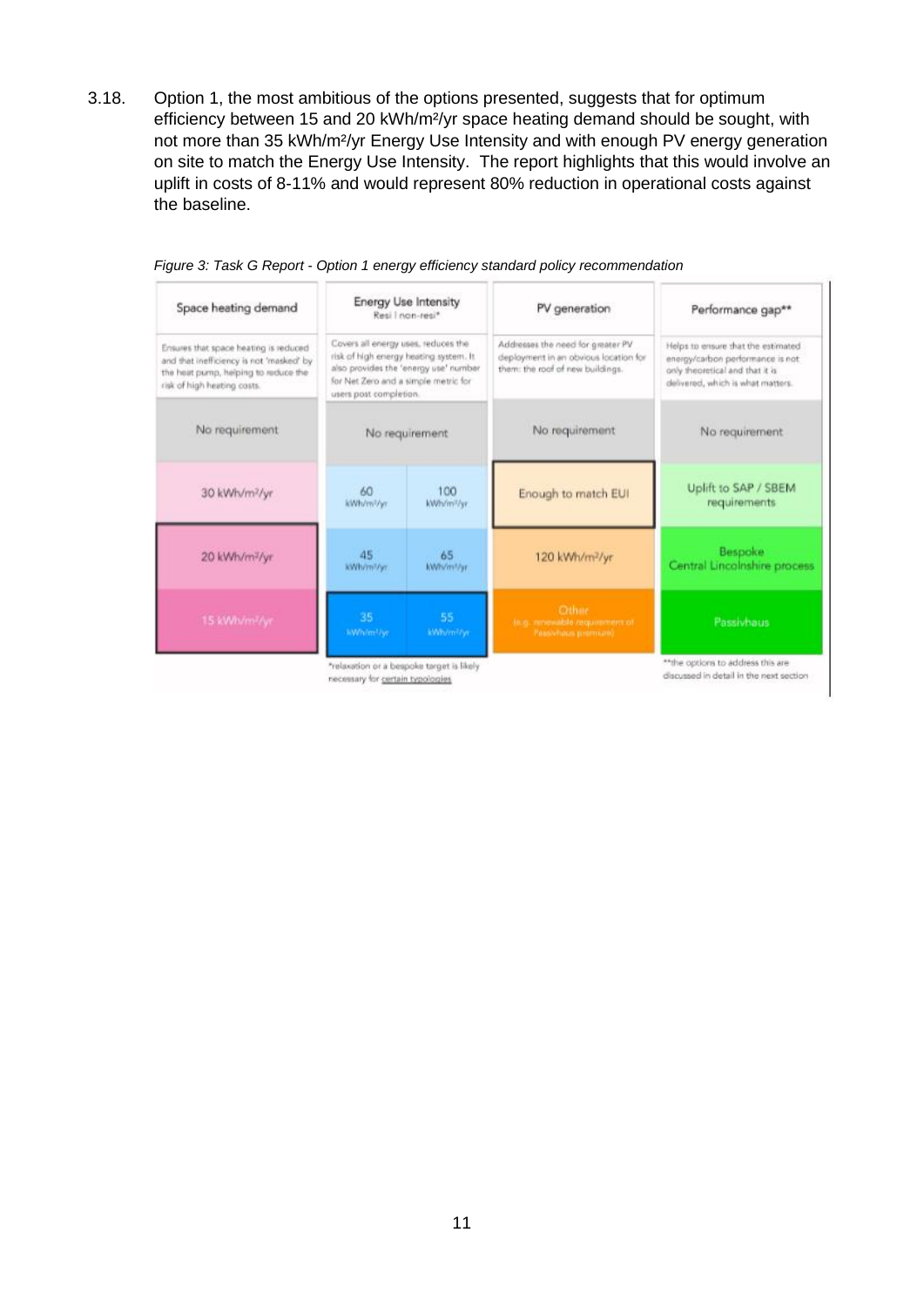3.18. Option 1, the most ambitious of the options presented, suggests that for optimum efficiency between 15 and 20 kWh/m²/yr space heating demand should be sought, with not more than 35 kWh/m²/yr Energy Use Intensity and with enough PV energy generation on site to match the Energy Use Intensity. The report highlights that this would involve an uplift in costs of 8-11% and would represent 80% reduction in operational costs against the baseline.

*Figure 3: Task G Report - Option 1 energy efficiency standard policy recommendation*

| Space heating demand | Energy Use Intensity Resi \| non-resi* | | PV generation | Performance gap** |
|---|---|---|---|---|
| Ensures that space heating is reduced and that inefficiency is not 'masked' by the heat pump, helping to reduce the risk of high heating costs. | Covers all energy uses, reduces the risk of high energy heating system. It also provides the 'energy use' number for Net Zero and a simple metric for users post completion. | | Addresses the need for greater PV deployment in an obvious location for them: the roof of new buildings. | Helps to ensure that the estimated energy/carbon performance is not only theoretical and that it is delivered, which is what matters. |
| No requirement | No requirement | | No requirement | No requirement |
| 30 kWh/m²/yr | 60 kWh/m²/yr | 100 kWh/m²/yr | Enough to match EUI | Uplift to SAP / SBEM requirements |
| 20 kWh/m²/yr | 45 kWh/m²/yr | 65 kWh/m²/yr | 120 kWh/m²/yr | Bespoke Central Lincolnshire process |
| 15 kWh/m²/yr | 35 kWh/m²/yr | 55 kWh/m²/yr | Other (e.g. renewable requirement of Passivhaus premium) | Passivhaus |

*relaxation or a bespoke target is likely necessary for certain typologies

**the options to address this are discussed in detail in the next section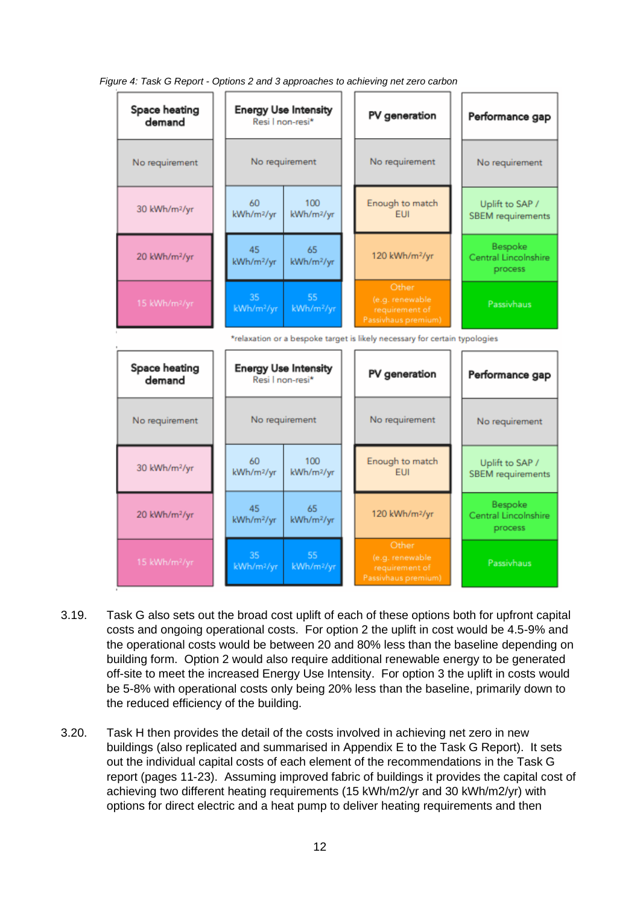*Figure 4: Task G Report - Options 2 and 3 approaches to achieving net zero carbon*

| Space heating demand | Energy Use Intensity Resi I non-resi* | | PV generation | Performance gap |
|---|---|---|---|---|
| No requirement | No requirement | | No requirement | No requirement |
| 30 kWh/m²/yr | 60 kWh/m²/yr | 100 kWh/m²/yr | Enough to match EUI | Uplift to SAP / SBEM requirements |
| 20 kWh/m²/yr | 45 kWh/m²/yr | 65 kWh/m²/yr | 120 kWh/m²/yr | Bespoke Central Lincolnshire process |
| 15 kWh/m²/yr | 35 kWh/m²/yr | 55 kWh/m²/yr | Other (e.g. renewable requirement of Passivhaus premium) | Passivhaus |

*relaxation or a bespoke target is likely necessary for certain typologies

| Space heating demand | Energy Use Intensity Resi I non-resi* | | PV generation | Performance gap |
|---|---|---|---|---|
| No requirement | No requirement | | No requirement | No requirement |
| 30 kWh/m²/yr | 60 kWh/m²/yr | 100 kWh/m²/yr | Enough to match EUI | Uplift to SAP / SBEM requirements |
| 20 kWh/m²/yr | 45 kWh/m²/yr | 65 kWh/m²/yr | 120 kWh/m²/yr | Bespoke Central Lincolnshire process |
| 15 kWh/m²/yr | 35 kWh/m²/yr | 55 kWh/m²/yr | Other (e.g. renewable requirement of Passivhaus premium) | Passivhaus |

3.19. Task G also sets out the broad cost uplift of each of these options both for upfront capital costs and ongoing operational costs. For option 2 the uplift in cost would be 4.5-9% and the operational costs would be between 20 and 80% less than the baseline depending on building form. Option 2 would also require additional renewable energy to be generated off-site to meet the increased Energy Use Intensity. For option 3 the uplift in costs would be 5-8% with operational costs only being 20% less than the baseline, primarily down to the reduced efficiency of the building.

3.20. Task H then provides the detail of the costs involved in achieving net zero in new buildings (also replicated and summarised in Appendix E to the Task G Report). It sets out the individual capital costs of each element of the recommendations in the Task G report (pages 11-23). Assuming improved fabric of buildings it provides the capital cost of achieving two different heating requirements (15 kWh/m2/yr and 30 kWh/m2/yr) with options for direct electric and a heat pump to deliver heating requirements and then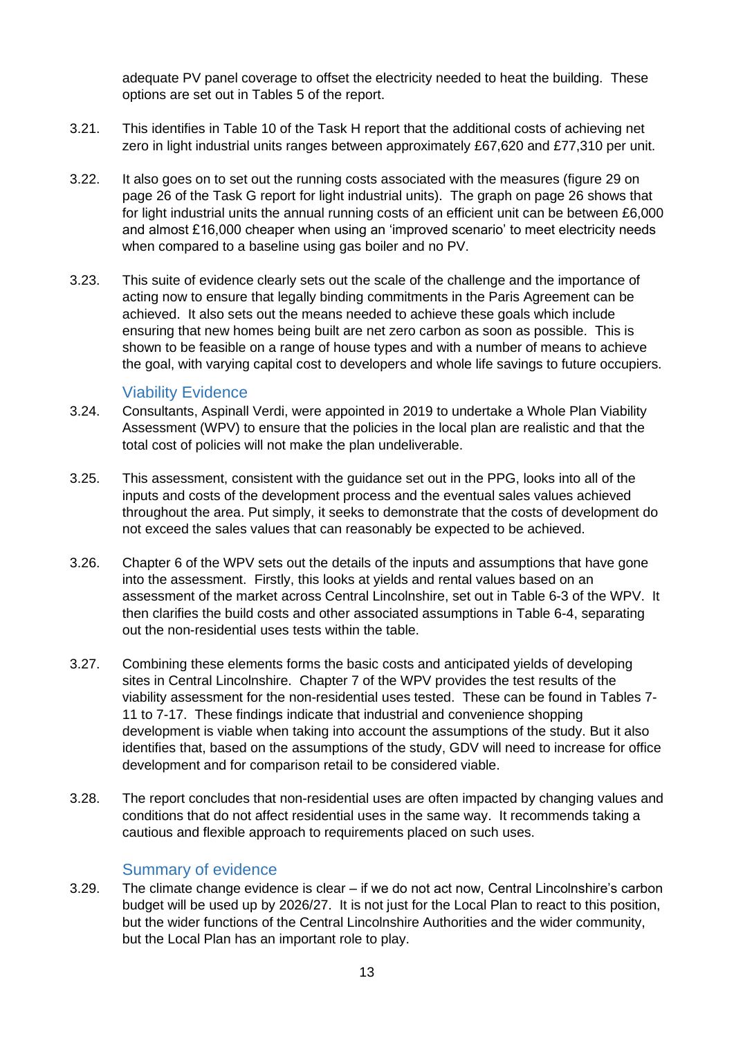adequate PV panel coverage to offset the electricity needed to heat the building. These options are set out in Tables 5 of the report.

3.21. This identifies in Table 10 of the Task H report that the additional costs of achieving net zero in light industrial units ranges between approximately £67,620 and £77,310 per unit.

3.22. It also goes on to set out the running costs associated with the measures (figure 29 on page 26 of the Task G report for light industrial units). The graph on page 26 shows that for light industrial units the annual running costs of an efficient unit can be between £6,000 and almost £16,000 cheaper when using an 'improved scenario' to meet electricity needs when compared to a baseline using gas boiler and no PV.

3.23. This suite of evidence clearly sets out the scale of the challenge and the importance of acting now to ensure that legally binding commitments in the Paris Agreement can be achieved. It also sets out the means needed to achieve these goals which include ensuring that new homes being built are net zero carbon as soon as possible. This is shown to be feasible on a range of house types and with a number of means to achieve the goal, with varying capital cost to developers and whole life savings to future occupiers.

### Viability Evidence

3.24. Consultants, Aspinall Verdi, were appointed in 2019 to undertake a Whole Plan Viability Assessment (WPV) to ensure that the policies in the local plan are realistic and that the total cost of policies will not make the plan undeliverable.

3.25. This assessment, consistent with the guidance set out in the PPG, looks into all of the inputs and costs of the development process and the eventual sales values achieved throughout the area. Put simply, it seeks to demonstrate that the costs of development do not exceed the sales values that can reasonably be expected to be achieved.

3.26. Chapter 6 of the WPV sets out the details of the inputs and assumptions that have gone into the assessment. Firstly, this looks at yields and rental values based on an assessment of the market across Central Lincolnshire, set out in Table 6-3 of the WPV. It then clarifies the build costs and other associated assumptions in Table 6-4, separating out the non-residential uses tests within the table.

3.27. Combining these elements forms the basic costs and anticipated yields of developing sites in Central Lincolnshire. Chapter 7 of the WPV provides the test results of the viability assessment for the non-residential uses tested. These can be found in Tables 7-11 to 7-17. These findings indicate that industrial and convenience shopping development is viable when taking into account the assumptions of the study. But it also identifies that, based on the assumptions of the study, GDV will need to increase for office development and for comparison retail to be considered viable.

3.28. The report concludes that non-residential uses are often impacted by changing values and conditions that do not affect residential uses in the same way. It recommends taking a cautious and flexible approach to requirements placed on such uses.

### Summary of evidence

3.29. The climate change evidence is clear – if we do not act now, Central Lincolnshire's carbon budget will be used up by 2026/27. It is not just for the Local Plan to react to this position, but the wider functions of the Central Lincolnshire Authorities and the wider community, but the Local Plan has an important role to play.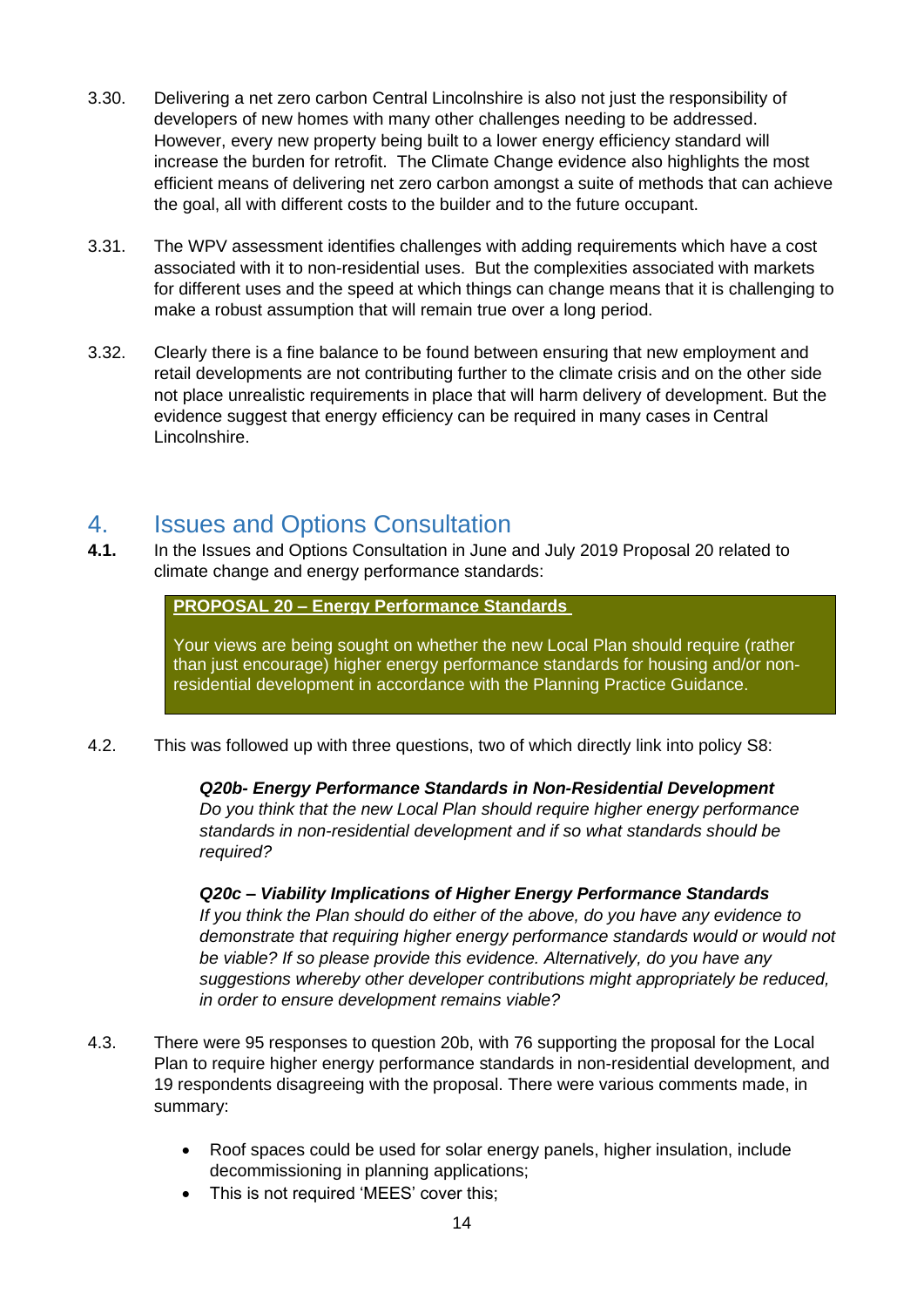3.30. Delivering a net zero carbon Central Lincolnshire is also not just the responsibility of developers of new homes with many other challenges needing to be addressed. However, every new property being built to a lower energy efficiency standard will increase the burden for retrofit. The Climate Change evidence also highlights the most efficient means of delivering net zero carbon amongst a suite of methods that can achieve the goal, all with different costs to the builder and to the future occupant.

3.31. The WPV assessment identifies challenges with adding requirements which have a cost associated with it to non-residential uses. But the complexities associated with markets for different uses and the speed at which things can change means that it is challenging to make a robust assumption that will remain true over a long period.

3.32. Clearly there is a fine balance to be found between ensuring that new employment and retail developments are not contributing further to the climate crisis and on the other side not place unrealistic requirements in place that will harm delivery of development. But the evidence suggest that energy efficiency can be required in many cases in Central Lincolnshire.

# 4. Issues and Options Consultation

**4.1.** In the Issues and Options Consultation in June and July 2019 Proposal 20 related to climate change and energy performance standards:

> **PROPOSAL 20 – Energy Performance Standards**
>
> Your views are being sought on whether the new Local Plan should require (rather than just encourage) higher energy performance standards for housing and/or non-residential development in accordance with the Planning Practice Guidance.

4.2. This was followed up with three questions, two of which directly link into policy S8:

> ***Q20b- Energy Performance Standards in Non-Residential Development***
> *Do you think that the new Local Plan should require higher energy performance standards in non-residential development and if so what standards should be required?*
>
> ***Q20c – Viability Implications of Higher Energy Performance Standards***
> *If you think the Plan should do either of the above, do you have any evidence to demonstrate that requiring higher energy performance standards would or would not be viable? If so please provide this evidence. Alternatively, do you have any suggestions whereby other developer contributions might appropriately be reduced, in order to ensure development remains viable?*

4.3. There were 95 responses to question 20b, with 76 supporting the proposal for the Local Plan to require higher energy performance standards in non-residential development, and 19 respondents disagreeing with the proposal. There were various comments made, in summary:

- Roof spaces could be used for solar energy panels, higher insulation, include decommissioning in planning applications;
- This is not required 'MEES' cover this;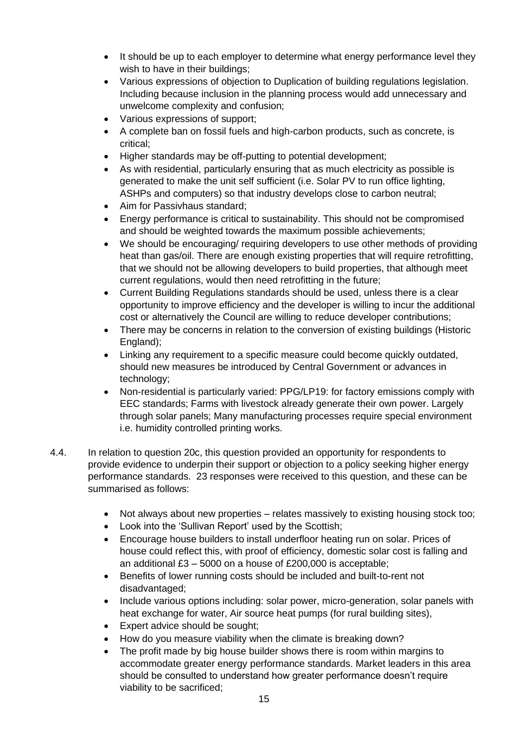- It should be up to each employer to determine what energy performance level they wish to have in their buildings;
- Various expressions of objection to Duplication of building regulations legislation. Including because inclusion in the planning process would add unnecessary and unwelcome complexity and confusion;
- Various expressions of support;
- A complete ban on fossil fuels and high-carbon products, such as concrete, is critical;
- Higher standards may be off-putting to potential development;
- As with residential, particularly ensuring that as much electricity as possible is generated to make the unit self sufficient (i.e. Solar PV to run office lighting, ASHPs and computers) so that industry develops close to carbon neutral;
- Aim for Passivhaus standard;
- Energy performance is critical to sustainability. This should not be compromised and should be weighted towards the maximum possible achievements;
- We should be encouraging/ requiring developers to use other methods of providing heat than gas/oil. There are enough existing properties that will require retrofitting, that we should not be allowing developers to build properties, that although meet current regulations, would then need retrofitting in the future;
- Current Building Regulations standards should be used, unless there is a clear opportunity to improve efficiency and the developer is willing to incur the additional cost or alternatively the Council are willing to reduce developer contributions;
- There may be concerns in relation to the conversion of existing buildings (Historic England);
- Linking any requirement to a specific measure could become quickly outdated, should new measures be introduced by Central Government or advances in technology;
- Non-residential is particularly varied: PPG/LP19: for factory emissions comply with EEC standards; Farms with livestock already generate their own power. Largely through solar panels; Many manufacturing processes require special environment i.e. humidity controlled printing works.

4.4. In relation to question 20c, this question provided an opportunity for respondents to provide evidence to underpin their support or objection to a policy seeking higher energy performance standards. 23 responses were received to this question, and these can be summarised as follows:

- Not always about new properties – relates massively to existing housing stock too;
- Look into the 'Sullivan Report' used by the Scottish;
- Encourage house builders to install underfloor heating run on solar. Prices of house could reflect this, with proof of efficiency, domestic solar cost is falling and an additional £3 – 5000 on a house of £200,000 is acceptable;
- Benefits of lower running costs should be included and built-to-rent not disadvantaged;
- Include various options including: solar power, micro-generation, solar panels with heat exchange for water, Air source heat pumps (for rural building sites),
- Expert advice should be sought;
- How do you measure viability when the climate is breaking down?
- The profit made by big house builder shows there is room within margins to accommodate greater energy performance standards. Market leaders in this area should be consulted to understand how greater performance doesn't require viability to be sacrificed;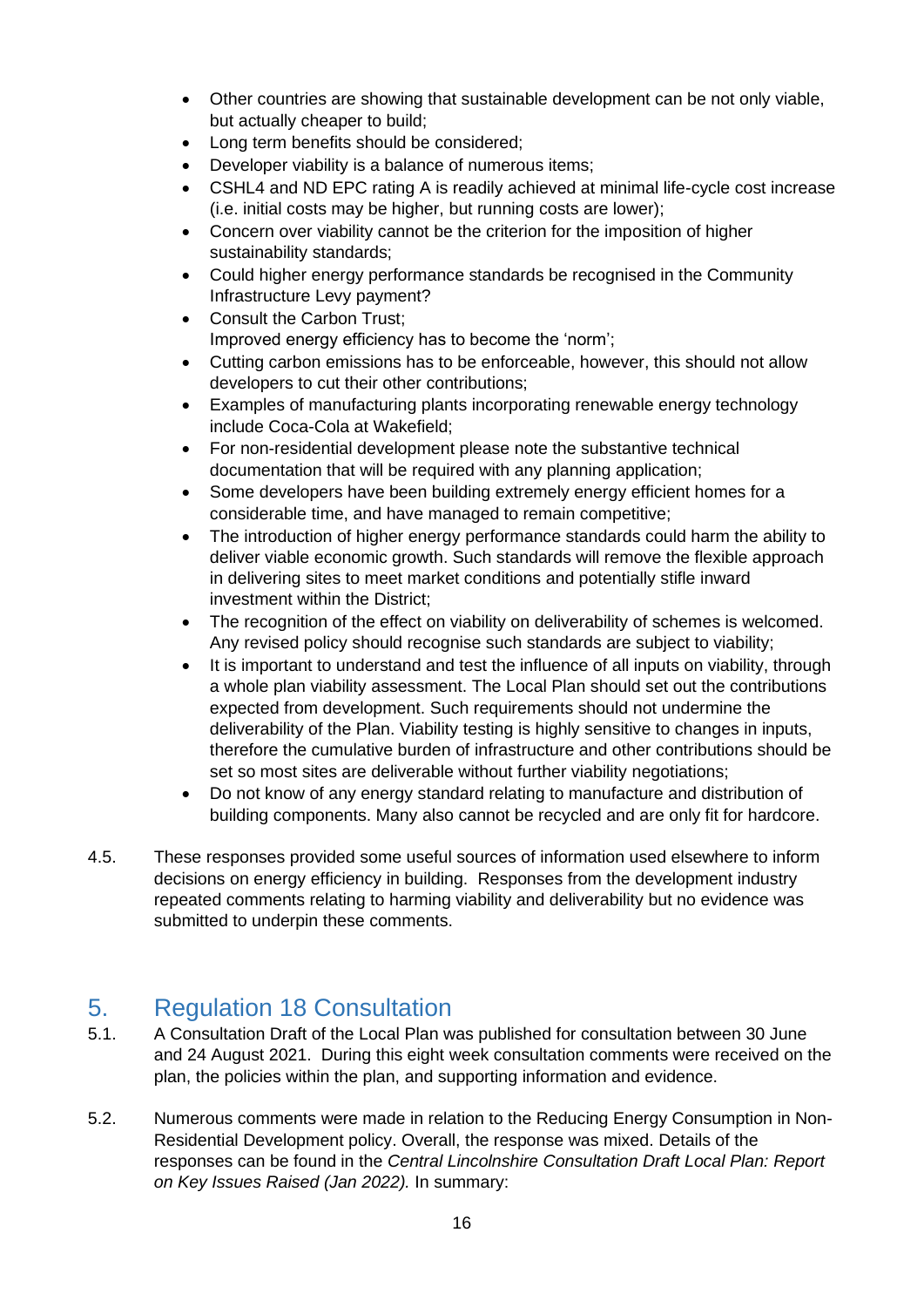- Other countries are showing that sustainable development can be not only viable, but actually cheaper to build;
- Long term benefits should be considered;
- Developer viability is a balance of numerous items;
- CSHL4 and ND EPC rating A is readily achieved at minimal life-cycle cost increase (i.e. initial costs may be higher, but running costs are lower);
- Concern over viability cannot be the criterion for the imposition of higher sustainability standards;
- Could higher energy performance standards be recognised in the Community Infrastructure Levy payment?
- Consult the Carbon Trust;
  Improved energy efficiency has to become the 'norm';
- Cutting carbon emissions has to be enforceable, however, this should not allow developers to cut their other contributions;
- Examples of manufacturing plants incorporating renewable energy technology include Coca-Cola at Wakefield;
- For non-residential development please note the substantive technical documentation that will be required with any planning application;
- Some developers have been building extremely energy efficient homes for a considerable time, and have managed to remain competitive;
- The introduction of higher energy performance standards could harm the ability to deliver viable economic growth. Such standards will remove the flexible approach in delivering sites to meet market conditions and potentially stifle inward investment within the District;
- The recognition of the effect on viability on deliverability of schemes is welcomed. Any revised policy should recognise such standards are subject to viability;
- It is important to understand and test the influence of all inputs on viability, through a whole plan viability assessment. The Local Plan should set out the contributions expected from development. Such requirements should not undermine the deliverability of the Plan. Viability testing is highly sensitive to changes in inputs, therefore the cumulative burden of infrastructure and other contributions should be set so most sites are deliverable without further viability negotiations;
- Do not know of any energy standard relating to manufacture and distribution of building components. Many also cannot be recycled and are only fit for hardcore.

4.5. These responses provided some useful sources of information used elsewhere to inform decisions on energy efficiency in building. Responses from the development industry repeated comments relating to harming viability and deliverability but no evidence was submitted to underpin these comments.

## 5. Regulation 18 Consultation

5.1. A Consultation Draft of the Local Plan was published for consultation between 30 June and 24 August 2021. During this eight week consultation comments were received on the plan, the policies within the plan, and supporting information and evidence.

5.2. Numerous comments were made in relation to the Reducing Energy Consumption in Non-Residential Development policy. Overall, the response was mixed. Details of the responses can be found in the *Central Lincolnshire Consultation Draft Local Plan: Report on Key Issues Raised (Jan 2022).* In summary: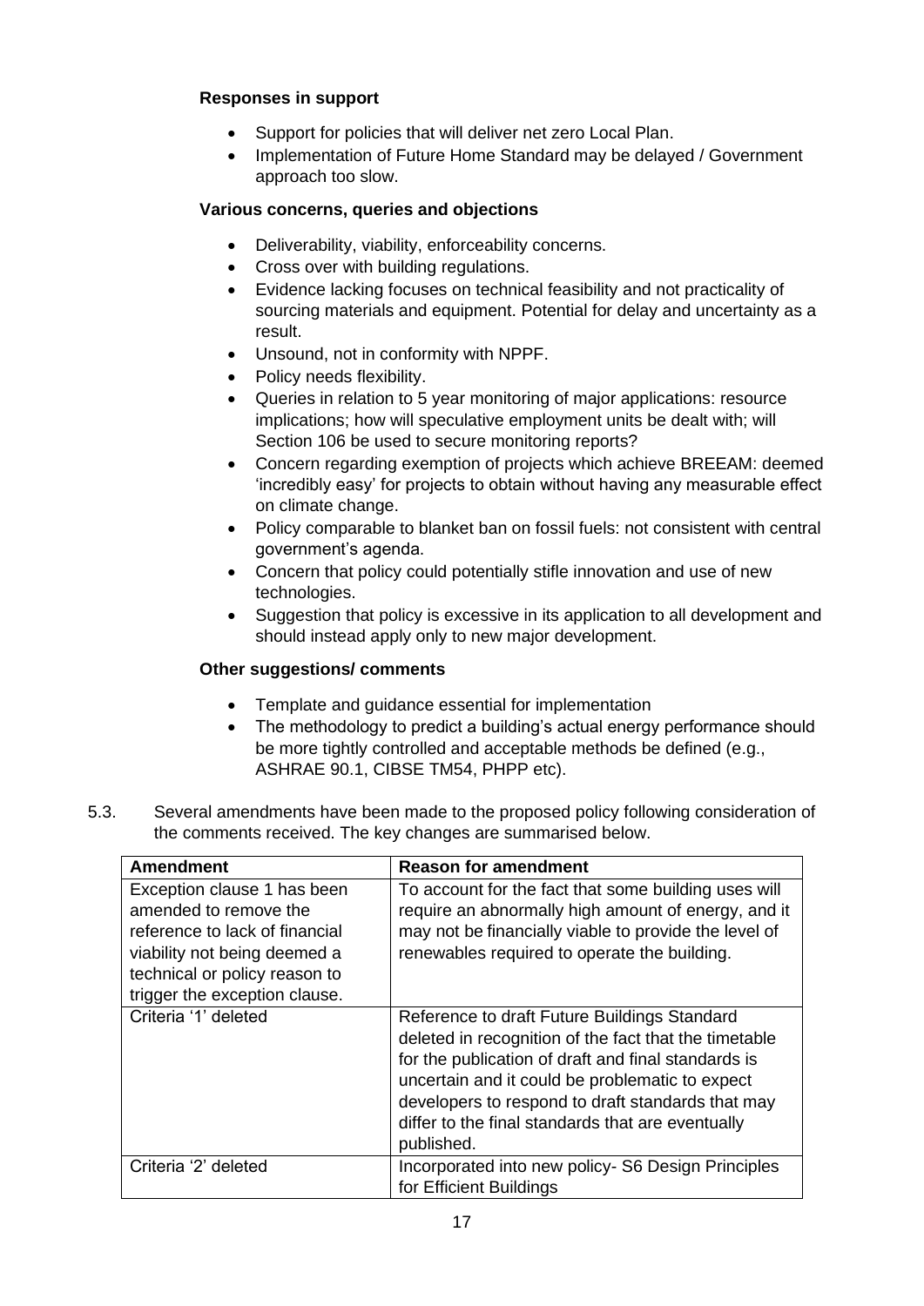**Responses in support**

- Support for policies that will deliver net zero Local Plan.
- Implementation of Future Home Standard may be delayed / Government approach too slow.

**Various concerns, queries and objections**

- Deliverability, viability, enforceability concerns.
- Cross over with building regulations.
- Evidence lacking focuses on technical feasibility and not practicality of sourcing materials and equipment. Potential for delay and uncertainty as a result.
- Unsound, not in conformity with NPPF.
- Policy needs flexibility.
- Queries in relation to 5 year monitoring of major applications: resource implications; how will speculative employment units be dealt with; will Section 106 be used to secure monitoring reports?
- Concern regarding exemption of projects which achieve BREEAM: deemed 'incredibly easy' for projects to obtain without having any measurable effect on climate change.
- Policy comparable to blanket ban on fossil fuels: not consistent with central government's agenda.
- Concern that policy could potentially stifle innovation and use of new technologies.
- Suggestion that policy is excessive in its application to all development and should instead apply only to new major development.

**Other suggestions/ comments**

- Template and guidance essential for implementation
- The methodology to predict a building's actual energy performance should be more tightly controlled and acceptable methods be defined (e.g., ASHRAE 90.1, CIBSE TM54, PHPP etc).

5.3. Several amendments have been made to the proposed policy following consideration of the comments received. The key changes are summarised below.

| Amendment | Reason for amendment |
|---|---|
| Exception clause 1 has been amended to remove the reference to lack of financial viability not being deemed a technical or policy reason to trigger the exception clause. | To account for the fact that some building uses will require an abnormally high amount of energy, and it may not be financially viable to provide the level of renewables required to operate the building. |
| Criteria '1' deleted | Reference to draft Future Buildings Standard deleted in recognition of the fact that the timetable for the publication of draft and final standards is uncertain and it could be problematic to expect developers to respond to draft standards that may differ to the final standards that are eventually published. |
| Criteria '2' deleted | Incorporated into new policy- S6 Design Principles for Efficient Buildings |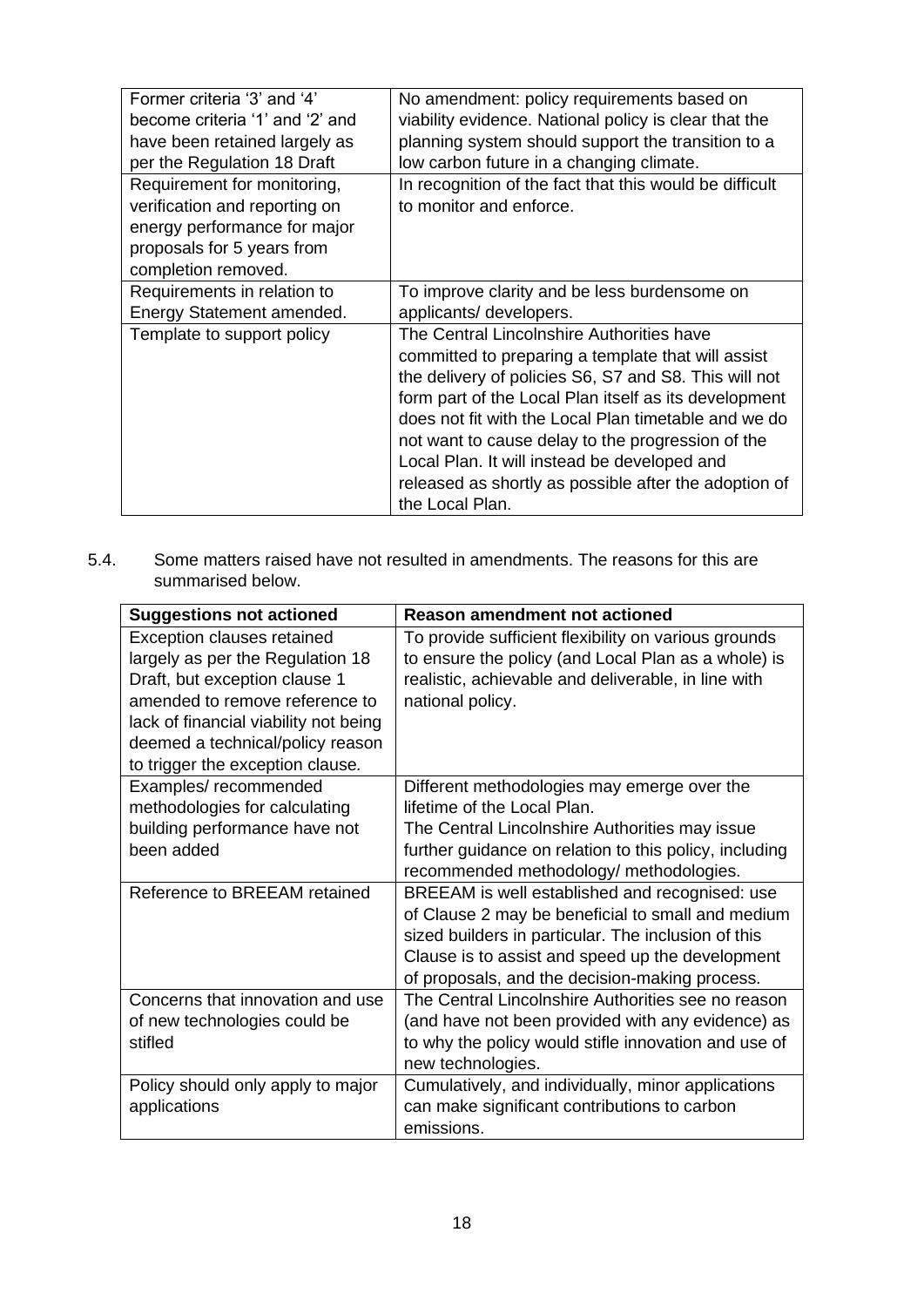| | |
|---|---|
| Former criteria '3' and '4' become criteria '1' and '2' and have been retained largely as per the Regulation 18 Draft | No amendment: policy requirements based on viability evidence. National policy is clear that the planning system should support the transition to a low carbon future in a changing climate. |
| Requirement for monitoring, verification and reporting on energy performance for major proposals for 5 years from completion removed. | In recognition of the fact that this would be difficult to monitor and enforce. |
| Requirements in relation to Energy Statement amended. | To improve clarity and be less burdensome on applicants/ developers. |
| Template to support policy | The Central Lincolnshire Authorities have committed to preparing a template that will assist the delivery of policies S6, S7 and S8. This will not form part of the Local Plan itself as its development does not fit with the Local Plan timetable and we do not want to cause delay to the progression of the Local Plan. It will instead be developed and released as shortly as possible after the adoption of the Local Plan. |

5.4. Some matters raised have not resulted in amendments. The reasons for this are summarised below.

| Suggestions not actioned | Reason amendment not actioned |
|---|---|
| Exception clauses retained largely as per the Regulation 18 Draft, but exception clause 1 amended to remove reference to lack of financial viability not being deemed a technical/policy reason to trigger the exception clause. | To provide sufficient flexibility on various grounds to ensure the policy (and Local Plan as a whole) is realistic, achievable and deliverable, in line with national policy. |
| Examples/ recommended methodologies for calculating building performance have not been added | Different methodologies may emerge over the lifetime of the Local Plan. The Central Lincolnshire Authorities may issue further guidance on relation to this policy, including recommended methodology/ methodologies. |
| Reference to BREEAM retained | BREEAM is well established and recognised: use of Clause 2 may be beneficial to small and medium sized builders in particular. The inclusion of this Clause is to assist and speed up the development of proposals, and the decision-making process. |
| Concerns that innovation and use of new technologies could be stifled | The Central Lincolnshire Authorities see no reason (and have not been provided with any evidence) as to why the policy would stifle innovation and use of new technologies. |
| Policy should only apply to major applications | Cumulatively, and individually, minor applications can make significant contributions to carbon emissions. |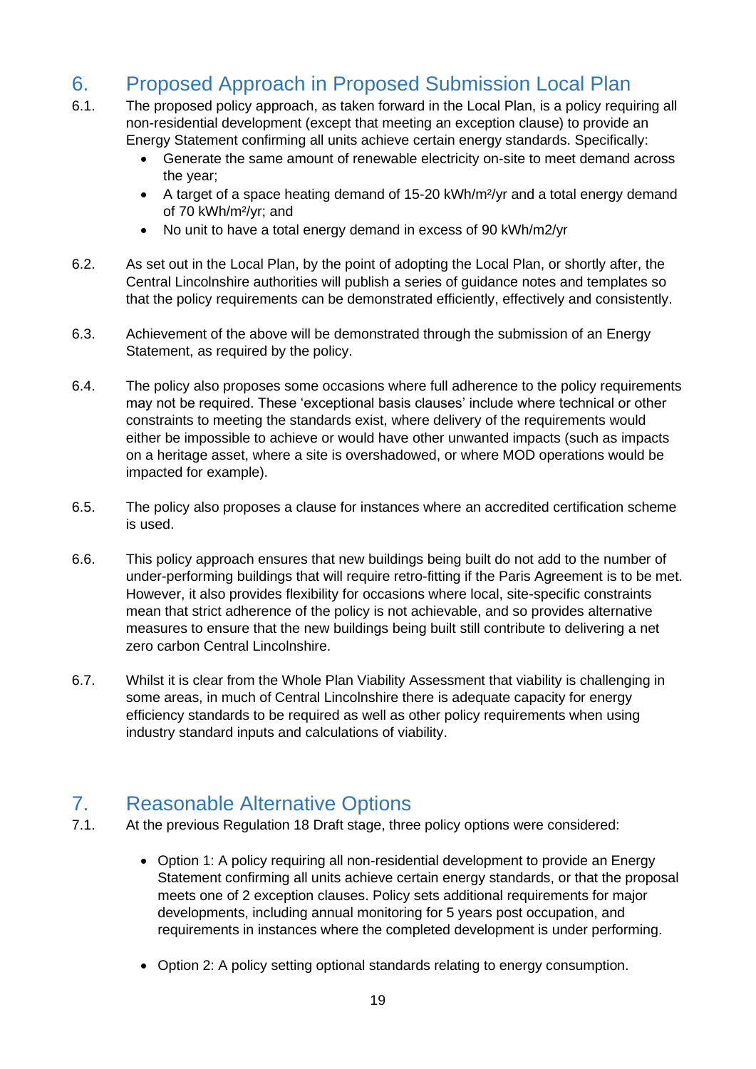## 6. Proposed Approach in Proposed Submission Local Plan

6.1. The proposed policy approach, as taken forward in the Local Plan, is a policy requiring all non-residential development (except that meeting an exception clause) to provide an Energy Statement confirming all units achieve certain energy standards. Specifically:

- Generate the same amount of renewable electricity on-site to meet demand across the year;
- A target of a space heating demand of 15-20 kWh/m²/yr and a total energy demand of 70 kWh/m²/yr; and
- No unit to have a total energy demand in excess of 90 kWh/m2/yr

6.2. As set out in the Local Plan, by the point of adopting the Local Plan, or shortly after, the Central Lincolnshire authorities will publish a series of guidance notes and templates so that the policy requirements can be demonstrated efficiently, effectively and consistently.

6.3. Achievement of the above will be demonstrated through the submission of an Energy Statement, as required by the policy.

6.4. The policy also proposes some occasions where full adherence to the policy requirements may not be required. These 'exceptional basis clauses' include where technical or other constraints to meeting the standards exist, where delivery of the requirements would either be impossible to achieve or would have other unwanted impacts (such as impacts on a heritage asset, where a site is overshadowed, or where MOD operations would be impacted for example).

6.5. The policy also proposes a clause for instances where an accredited certification scheme is used.

6.6. This policy approach ensures that new buildings being built do not add to the number of under-performing buildings that will require retro-fitting if the Paris Agreement is to be met. However, it also provides flexibility for occasions where local, site-specific constraints mean that strict adherence of the policy is not achievable, and so provides alternative measures to ensure that the new buildings being built still contribute to delivering a net zero carbon Central Lincolnshire.

6.7. Whilst it is clear from the Whole Plan Viability Assessment that viability is challenging in some areas, in much of Central Lincolnshire there is adequate capacity for energy efficiency standards to be required as well as other policy requirements when using industry standard inputs and calculations of viability.

## 7. Reasonable Alternative Options

7.1. At the previous Regulation 18 Draft stage, three policy options were considered:

- Option 1: A policy requiring all non-residential development to provide an Energy Statement confirming all units achieve certain energy standards, or that the proposal meets one of 2 exception clauses. Policy sets additional requirements for major developments, including annual monitoring for 5 years post occupation, and requirements in instances where the completed development is under performing.

- Option 2: A policy setting optional standards relating to energy consumption.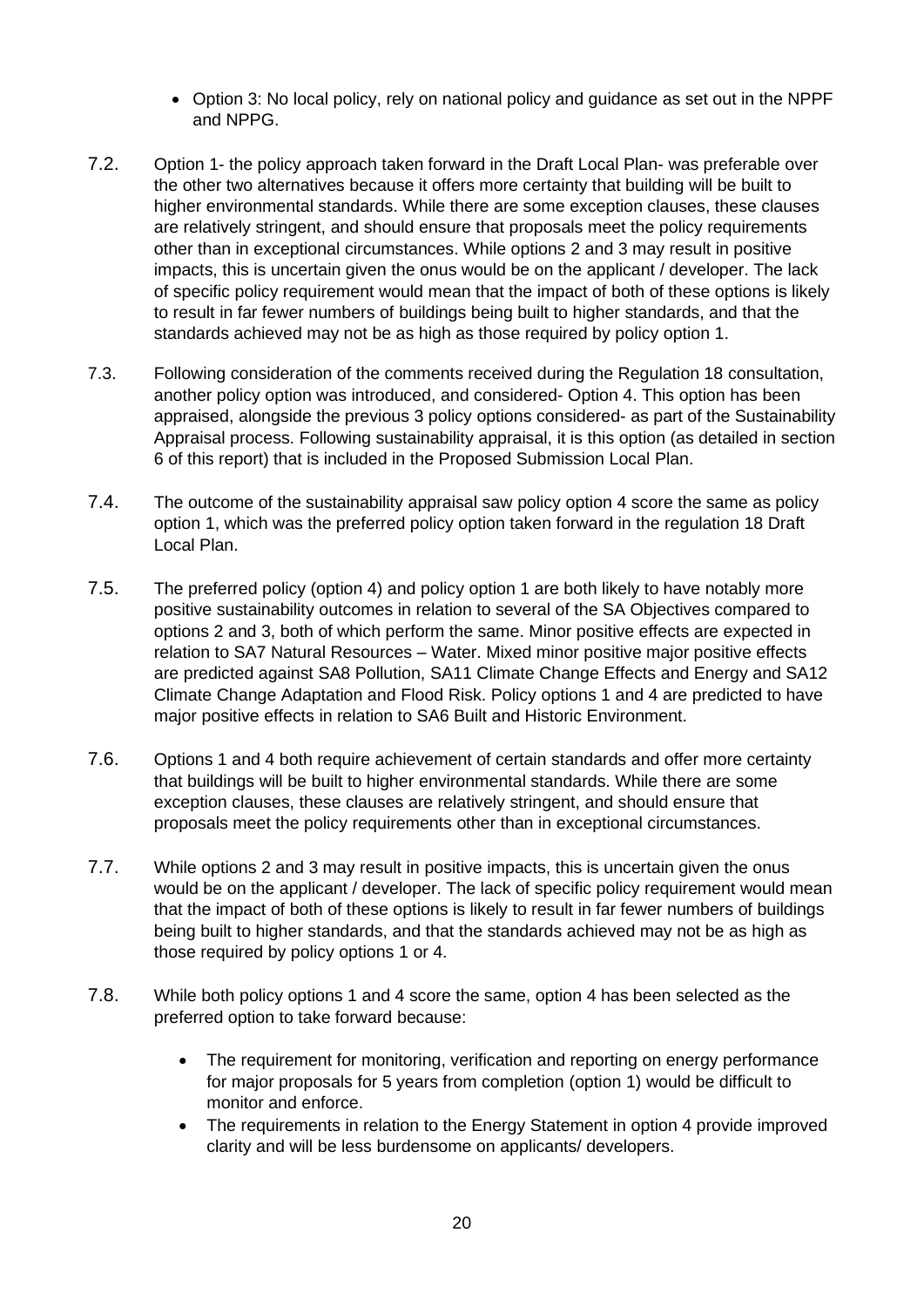- Option 3: No local policy, rely on national policy and guidance as set out in the NPPF and NPPG.

7.2. Option 1- the policy approach taken forward in the Draft Local Plan- was preferable over the other two alternatives because it offers more certainty that building will be built to higher environmental standards. While there are some exception clauses, these clauses are relatively stringent, and should ensure that proposals meet the policy requirements other than in exceptional circumstances. While options 2 and 3 may result in positive impacts, this is uncertain given the onus would be on the applicant / developer. The lack of specific policy requirement would mean that the impact of both of these options is likely to result in far fewer numbers of buildings being built to higher standards, and that the standards achieved may not be as high as those required by policy option 1.

7.3. Following consideration of the comments received during the Regulation 18 consultation, another policy option was introduced, and considered- Option 4. This option has been appraised, alongside the previous 3 policy options considered- as part of the Sustainability Appraisal process. Following sustainability appraisal, it is this option (as detailed in section 6 of this report) that is included in the Proposed Submission Local Plan.

7.4. The outcome of the sustainability appraisal saw policy option 4 score the same as policy option 1, which was the preferred policy option taken forward in the regulation 18 Draft Local Plan.

7.5. The preferred policy (option 4) and policy option 1 are both likely to have notably more positive sustainability outcomes in relation to several of the SA Objectives compared to options 2 and 3, both of which perform the same. Minor positive effects are expected in relation to SA7 Natural Resources – Water. Mixed minor positive major positive effects are predicted against SA8 Pollution, SA11 Climate Change Effects and Energy and SA12 Climate Change Adaptation and Flood Risk. Policy options 1 and 4 are predicted to have major positive effects in relation to SA6 Built and Historic Environment.

7.6. Options 1 and 4 both require achievement of certain standards and offer more certainty that buildings will be built to higher environmental standards. While there are some exception clauses, these clauses are relatively stringent, and should ensure that proposals meet the policy requirements other than in exceptional circumstances.

7.7. While options 2 and 3 may result in positive impacts, this is uncertain given the onus would be on the applicant / developer. The lack of specific policy requirement would mean that the impact of both of these options is likely to result in far fewer numbers of buildings being built to higher standards, and that the standards achieved may not be as high as those required by policy options 1 or 4.

7.8. While both policy options 1 and 4 score the same, option 4 has been selected as the preferred option to take forward because:

- The requirement for monitoring, verification and reporting on energy performance for major proposals for 5 years from completion (option 1) would be difficult to monitor and enforce.
- The requirements in relation to the Energy Statement in option 4 provide improved clarity and will be less burdensome on applicants/ developers.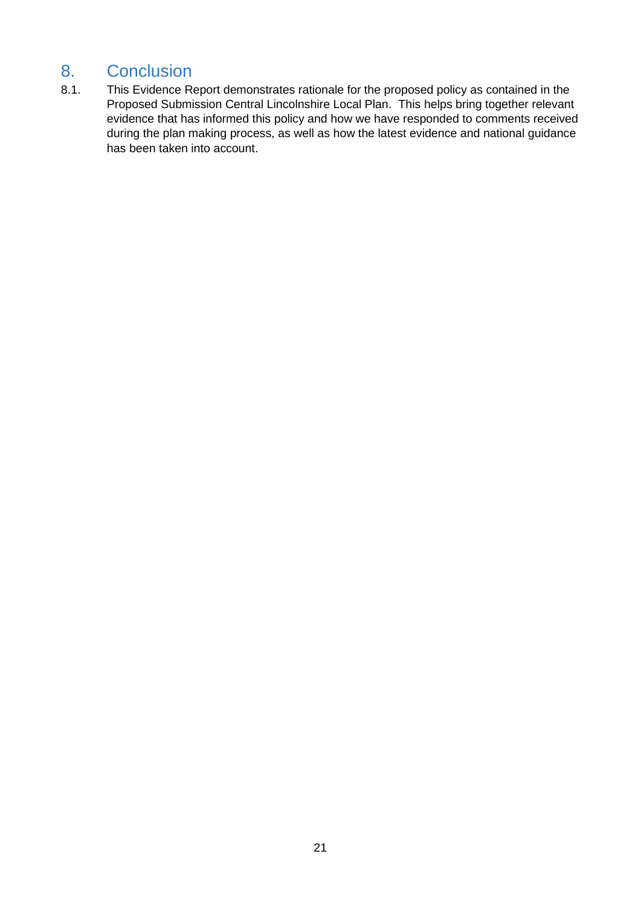# 8. Conclusion

8.1. This Evidence Report demonstrates rationale for the proposed policy as contained in the Proposed Submission Central Lincolnshire Local Plan. This helps bring together relevant evidence that has informed this policy and how we have responded to comments received during the plan making process, as well as how the latest evidence and national guidance has been taken into account.